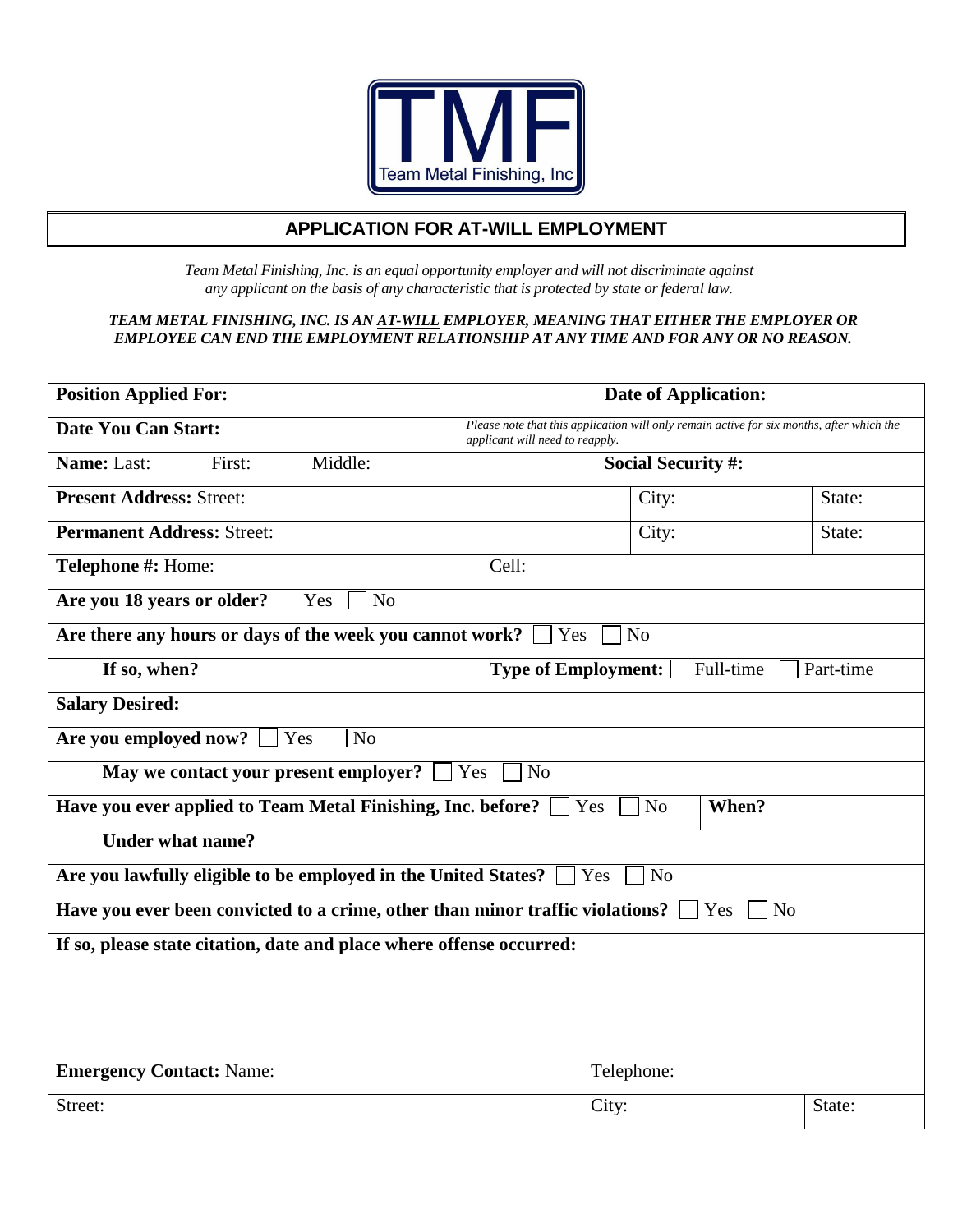TMF
Team Metal Finishing, Inc

## APPLICATION FOR AT-WILL EMPLOYMENT

*Team Metal Finishing, Inc. is an equal opportunity employer and will not discriminate against any applicant on the basis of any characteristic that is protected by state or federal law.*

***TEAM METAL FINISHING, INC. IS AN AT-WILL EMPLOYER, MEANING THAT EITHER THE EMPLOYER OR EMPLOYEE CAN END THE EMPLOYMENT RELATIONSHIP AT ANY TIME AND FOR ANY OR NO REASON.***

| | | |
|---|---|---|
| **Position Applied For:** | | **Date of Application:** |
| **Date You Can Start:** | *Please note that this application will only remain active for six months, after which the applicant will need to reapply.* | |
| **Name:** Last: First: Middle: | | **Social Security #:** |
| **Present Address:** Street: | City: | State: |
| **Permanent Address:** Street: | City: | State: |
| **Telephone #:** Home: | Cell: | |
| **Are you 18 years or older?** ☐ Yes ☐ No | | |
| **Are there any hours or days of the week you cannot work?** ☐ Yes ☐ No | | |
| **If so, when?** | **Type of Employment:** ☐ Full-time ☐ Part-time | |
| **Salary Desired:** | | |
| **Are you employed now?** ☐ Yes ☐ No | | |
| **May we contact your present employer?** ☐ Yes ☐ No | | |
| **Have you ever applied to Team Metal Finishing, Inc. before?** ☐ Yes ☐ No | **When?** | |
| **Under what name?** | | |
| **Are you lawfully eligible to be employed in the United States?** ☐ Yes ☐ No | | |
| **Have you ever been convicted to a crime, other than minor traffic violations?** ☐ Yes ☐ No | | |
| **If so, please state citation, date and place where offense occurred:** | | |
| **Emergency Contact:** Name: | Telephone: | |
| Street: | City: | State: |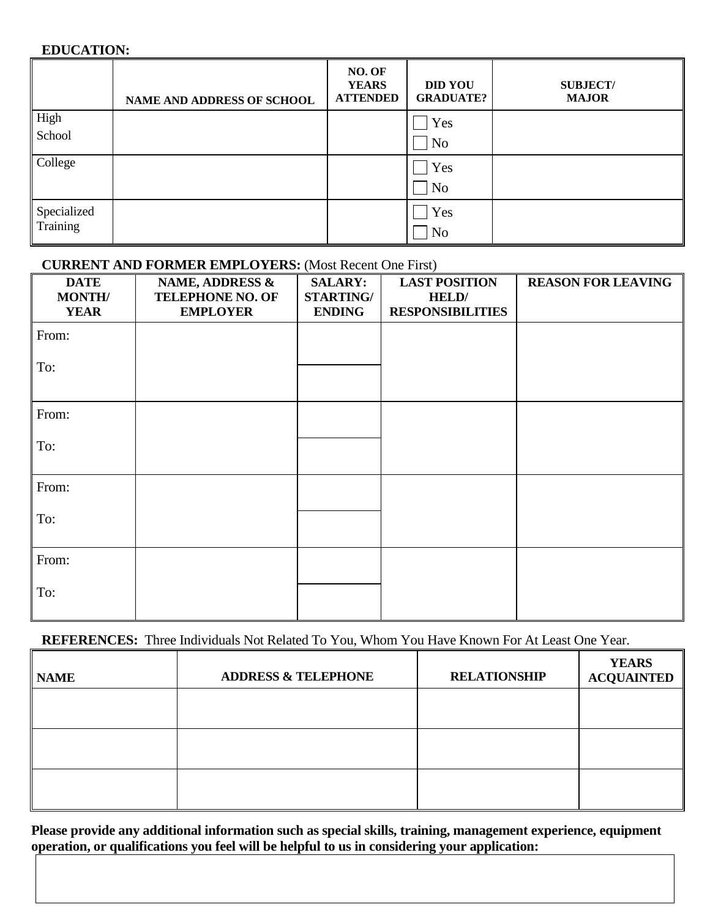**EDUCATION:**

| | NAME AND ADDRESS OF SCHOOL | NO. OF YEARS ATTENDED | DID YOU GRADUATE? | SUBJECT/ MAJOR |
|---|---|---|---|---|
| High School | | | ☐ Yes ☐ No | |
| College | | | ☐ Yes ☐ No | |
| Specialized Training | | | ☐ Yes ☐ No | |

**CURRENT AND FORMER EMPLOYERS:** (Most Recent One First)

| DATE MONTH/ YEAR | NAME, ADDRESS & TELEPHONE NO. OF EMPLOYER | SALARY: STARTING/ ENDING | LAST POSITION HELD/ RESPONSIBILITIES | REASON FOR LEAVING |
|---|---|---|---|---|
| From: | | | | |
| To: | | | | |
| From: | | | | |
| To: | | | | |
| From: | | | | |
| To: | | | | |
| From: | | | | |
| To: | | | | |

**REFERENCES:** Three Individuals Not Related To You, Whom You Have Known For At Least One Year.

| NAME | ADDRESS & TELEPHONE | RELATIONSHIP | YEARS ACQUAINTED |
|---|---|---|---|
| | | | |
| | | | |
| | | | |

**Please provide any additional information such as special skills, training, management experience, equipment operation, or qualifications you feel will be helpful to us in considering your application:**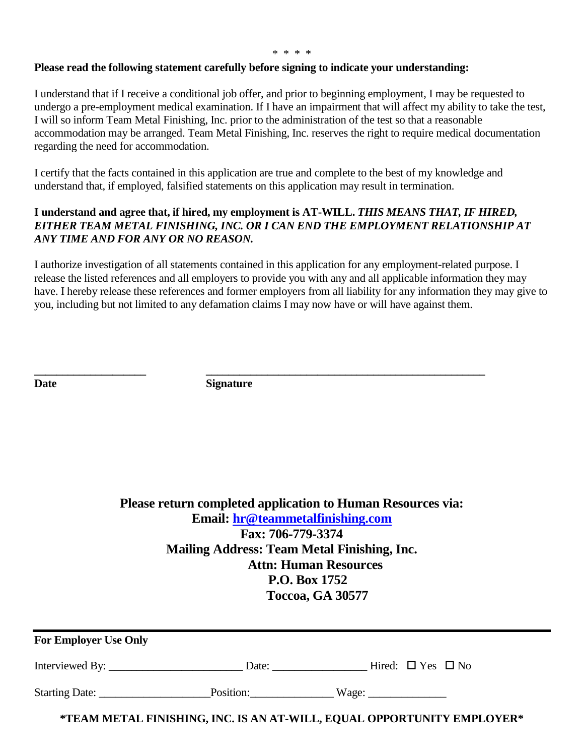\* \* \* \*

**Please read the following statement carefully before signing to indicate your understanding:**

I understand that if I receive a conditional job offer, and prior to beginning employment, I may be requested to undergo a pre-employment medical examination. If I have an impairment that will affect my ability to take the test, I will so inform Team Metal Finishing, Inc. prior to the administration of the test so that a reasonable accommodation may be arranged. Team Metal Finishing, Inc. reserves the right to require medical documentation regarding the need for accommodation.

I certify that the facts contained in this application are true and complete to the best of my knowledge and understand that, if employed, falsified statements on this application may result in termination.

**I understand and agree that, if hired, my employment is AT-WILL. *THIS MEANS THAT, IF HIRED, EITHER TEAM METAL FINISHING, INC. OR I CAN END THE EMPLOYMENT RELATIONSHIP AT ANY TIME AND FOR ANY OR NO REASON.***

I authorize investigation of all statements contained in this application for any employment-related purpose. I release the listed references and all employers to provide you with any and all applicable information they may have. I hereby release these references and former employers from all liability for any information they may give to you, including but not limited to any defamation claims I may now have or will have against them.

\_\_\_\_\_\_\_\_\_\_\_\_\_\_\_\_\_\_\_\_ \_\_\_\_\_\_\_\_\_\_\_\_\_\_\_\_\_\_\_\_\_\_\_\_\_\_\_\_\_\_\_\_\_\_\_\_\_\_\_\_\_\_\_\_\_\_\_\_

**Date** **Signature**

**Please return completed application to Human Resources via:**
**Email: hr@teammetalfinishing.com**
**Fax: 706-779-3374**
**Mailing Address: Team Metal Finishing, Inc.**
**Attn: Human Resources**
**P.O. Box 1752**
**Toccoa, GA 30577**

---

**For Employer Use Only**

Interviewed By: \_\_\_\_\_\_\_\_\_\_\_\_\_\_\_\_\_\_\_\_\_\_\_\_ Date: \_\_\_\_\_\_\_\_\_\_\_\_\_\_\_\_\_ Hired: ☐ Yes ☐ No

Starting Date: \_\_\_\_\_\_\_\_\_\_\_\_\_\_\_\_\_\_\_\_Position:\_\_\_\_\_\_\_\_\_\_\_\_\_\_\_ Wage: \_\_\_\_\_\_\_\_\_\_\_\_\_\_

**\*TEAM METAL FINISHING, INC. IS AN AT-WILL, EQUAL OPPORTUNITY EMPLOYER\***